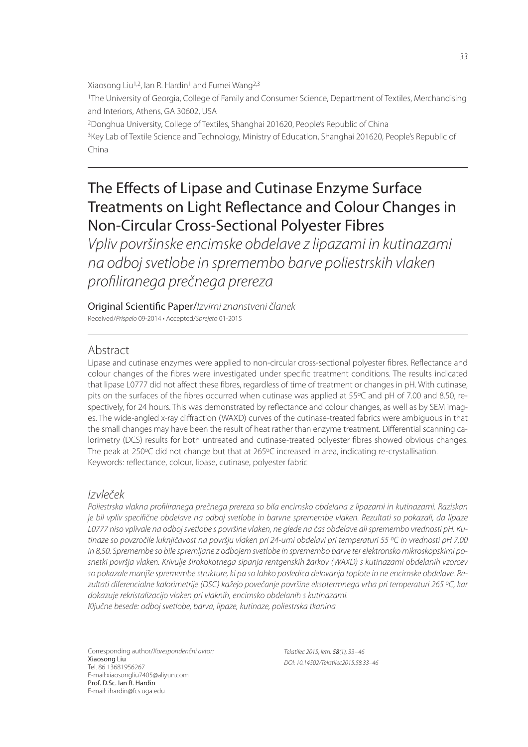Xiaosong Liu[1,2], Ian R. Hardin[1] and Fumei Wang[2,3]

[1]The University of Georgia, College of Family and Consumer Science, Department of Textiles, Merchandising and Interiors, Athens, GA 30602, USA

[2]Donghua University, College of Textiles, Shanghai 201620, People's Republic of China

[3]Key Lab of Textile Science and Technology, Ministry of Education, Shanghai 201620, People's Republic of China

# The Effects of Lipase and Cutinase Enzyme Surface Treatments on Light Reflectance and Colour Changes in Non-Circular Cross-Sectional Polyester Fibres

*Vpliv površinske encimske obdelave z lipazami in kutinazami na odboj svetlobe in spremembo barve poliestrskih vlaken profiliranega prečnega prereza*

Original Scientific Paper/*Izvirni znanstveni članek*

Received/*Prispelo* 09-2014 • Accepted/*Sprejeto* 01-2015

## Abstract

Lipase and cutinase enzymes were applied to non-circular cross-sectional polyester fibres. Reflectance and colour changes of the fibres were investigated under specific treatment conditions. The results indicated that lipase L0777 did not affect these fibres, regardless of time of treatment or changes in pH. With cutinase, pits on the surfaces of the fibres occurred when cutinase was applied at 55ºC and pH of 7.00 and 8.50, respectively, for 24 hours. This was demonstrated by reflectance and colour changes, as well as by SEM images. The wide-angled x-ray diffraction (WAXD) curves of the cutinase-treated fabrics were ambiguous in that the small changes may have been the result of heat rather than enzyme treatment. Differential scanning calorimetry (DCS) results for both untreated and cutinase-treated polyester fibres showed obvious changes. The peak at 250ºC did not change but that at 265ºC increased in area, indicating re-crystallisation.

Keywords: reflectance, colour, lipase, cutinase, polyester fabric

## *Izvleček*

*Poliestrska vlakna profiliranega prečnega prereza so bila encimsko obdelana z lipazami in kutinazami. Raziskan je bil vpliv specifične obdelave na odboj svetlobe in barvne spremembe vlaken. Rezultati so pokazali, da lipaze L0777 niso vplivale na odboj svetlobe s površine vlaken, ne glede na čas obdelave ali spremembo vrednosti pH. Kutinaze so povzročile luknjičavost na površju vlaken pri 24-urni obdelavi pri temperaturi 55 ºC in vrednosti pH 7,00 in 8,50. Spremembe so bile spremljane z odbojem svetlobe in spremembo barve ter elektronsko mikroskopskimi posnetki površja vlaken. Krivulje širokokotnega sipanja rentgenskih žarkov (WAXD) s kutinazami obdelanih vzorcev so pokazale manjše spremembe strukture, ki pa so lahko posledica delovanja toplote in ne encimske obdelave. Rezultati diferencialne kalorimetrije (DSC) kažejo povečanje površine eksotermnega vrha pri temperaturi 265 ºC, kar dokazuje rekristalizacijo vlaken pri vlaknih, encimsko obdelanih s kutinazami.*

*Ključne besede: odboj svetlobe, barva, lipaze, kutinaze, poliestrska tkanina*

Corresponding author/*Korespondenčni avtor:*
**Xiaosong Liu**
Tel. 86 13681956267
E-mail:xiaosongliu7405@aliyun.com
**Prof. D.Sc. Ian R. Hardin**
E-mail: ihardin@fcs.uga.edu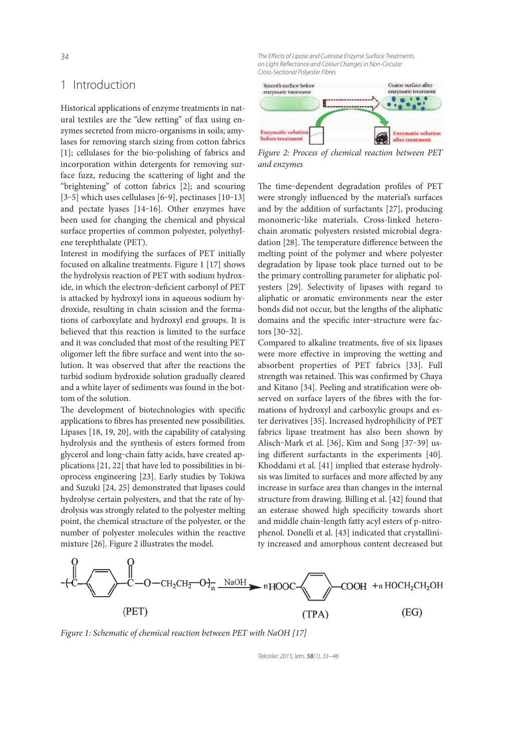## 1 Introduction

Historical applications of enzyme treatments in natural textiles are the "dew retting" of flax using enzymes secreted from micro-organisms in soils; amylases for removing starch sizing from cotton fabrics [1]; cellulases for the bio-polishing of fabrics and incorporation within detergents for removing surface fuzz, reducing the scattering of light and the "brightening" of cotton fabrics [2]; and scouring [3–5] which uses cellulases [6–9], pectinases [10–13] and pectate lyases [14–16]. Other enzymes have been used for changing the chemical and physical surface properties of common polyester, polyethylene terephthalate (PET).

Interest in modifying the surfaces of PET initially focused on alkaline treatments. Figure 1 [17] shows the hydrolysis reaction of PET with sodium hydroxide, in which the electron-deficient carbonyl of PET is attacked by hydroxyl ions in aqueous sodium hydroxide, resulting in chain scission and the formations of carboxylate and hydroxyl end groups. It is believed that this reaction is limited to the surface and it was concluded that most of the resulting PET oligomer left the fibre surface and went into the solution. It was observed that after the reactions the turbid sodium hydroxide solution gradually cleared and a white layer of sediments was found in the bottom of the solution.

The development of biotechnologies with specific applications to fibres has presented new possibilities. Lipases [18, 19, 20], with the capability of catalysing hydrolysis and the synthesis of esters formed from glycerol and long-chain fatty acids, have created applications [21, 22] that have led to possibilities in bioprocess engineering [23]. Early studies by Tokiwa and Suzuki [24, 25] demonstrated that lipases could hydrolyse certain polyesters, and that the rate of hydrolysis was strongly related to the polyester melting point, the chemical structure of the polyester, or the number of polyester molecules within the reactive mixture [26]. Figure 2 illustrates the model.

Smooth surface before enzymatic treatment — Coarse surface after enzymatic treatment — Enzymatic solution before treatment — Enzymatic solution after treatment

*Figure 2: Process of chemical reaction between PET and enzymes*

The time-dependent degradation profiles of PET were strongly influenced by the material's surfaces and by the addition of surfactants [27], producing monomeric-like materials. Cross-linked hetero-chain aromatic polyesters resisted microbial degradation [28]. The temperature difference between the melting point of the polymer and where polyester degradation by lipase took place turned out to be the primary controlling parameter for aliphatic polyesters [29]. Selectivity of lipases with regard to aliphatic or aromatic environments near the ester bonds did not occur, but the lengths of the aliphatic domains and the specific inter-structure were factors [30–32].

Compared to alkaline treatments, five of six lipases were more effective in improving the wetting and absorbent properties of PET fabrics [33]. Full strength was retained. This was confirmed by Chaya and Kitano [34]. Peeling and stratification were observed on surface layers of the fibres with the formations of hydroxyl and carboxylic groups and ester derivatives [35]. Increased hydrophilicity of PET fabrics lipase treatment has also been shown by Alisch-Mark et al. [36], Kim and Song [37–39] using different surfactants in the experiments [40]. Khoddami et al. [41] implied that esterase hydrolysis was limited to surfaces and more affected by any increase in surface area than changes in the internal structure from drawing. Billing et al. [42] found that an esterase showed high specificity towards short and middle chain-length fatty acyl esters of p-nitrophenol. Donelli et al. [43] indicated that crystallinity increased and amorphous content decreased but

$$\left[-\overset{O}{\overset{\|}{C}}-C_6H_4-\overset{O}{\overset{\|}{C}}-O-CH_2CH_2-O-\right]_n \xrightarrow{NaOH} n\,HOOC-C_6H_4-COOH + n\,HOCH_2CH_2OH$$

(PET) (TPA) (EG)

*Figure 1: Schematic of chemical reaction between PET with NaOH [17]*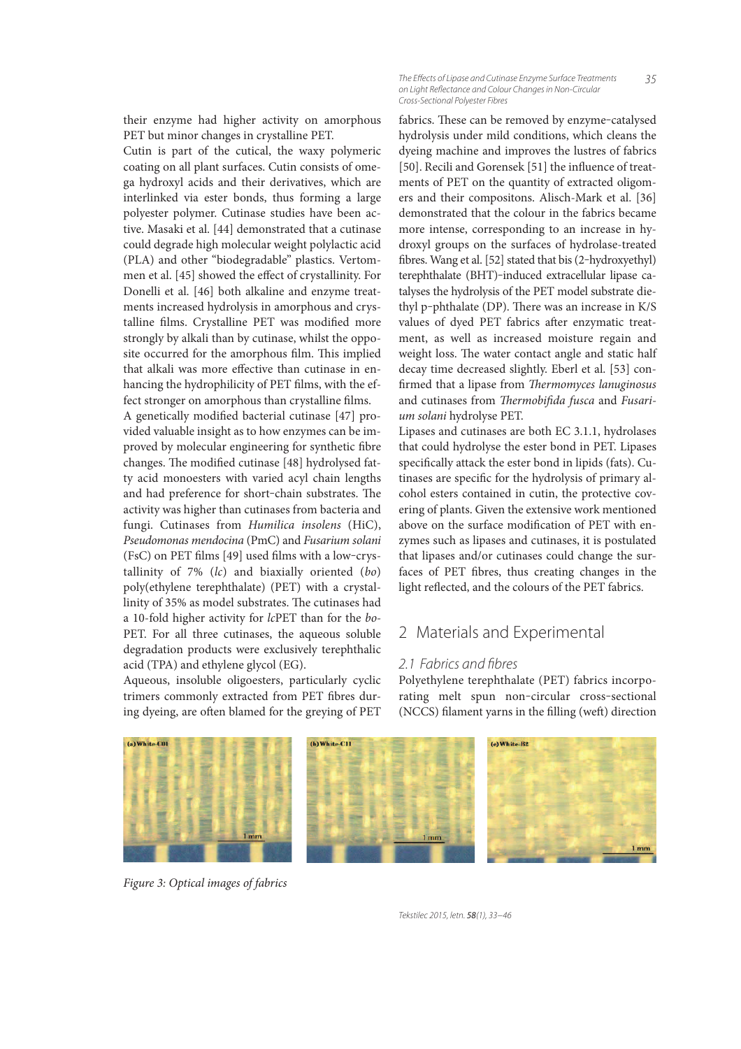their enzyme had higher activity on amorphous PET but minor changes in crystalline PET.

Cutin is part of the cutical, the waxy polymeric coating on all plant surfaces. Cutin consists of omega hydroxyl acids and their derivatives, which are interlinked via ester bonds, thus forming a large polyester polymer. Cutinase studies have been active. Masaki et al. [44] demonstrated that a cutinase could degrade high molecular weight polylactic acid (PLA) and other "biodegradable" plastics. Vertommen et al. [45] showed the effect of crystallinity. For Donelli et al. [46] both alkaline and enzyme treatments increased hydrolysis in amorphous and crystalline films. Crystalline PET was modified more strongly by alkali than by cutinase, whilst the opposite occurred for the amorphous film. This implied that alkali was more effective than cutinase in enhancing the hydrophilicity of PET films, with the effect stronger on amorphous than crystalline films.

A genetically modified bacterial cutinase [47] provided valuable insight as to how enzymes can be improved by molecular engineering for synthetic fibre changes. The modified cutinase [48] hydrolysed fatty acid monoesters with varied acyl chain lengths and had preference for short-chain substrates. The activity was higher than cutinases from bacteria and fungi. Cutinases from *Humilica insolens* (HiC), *Pseudomonas mendocina* (PmC) and *Fusarium solani* (FsC) on PET films [49] used films with a low-crystallinity of 7% (*lc*) and biaxially oriented (*bo*) poly(ethylene terephthalate) (PET) with a crystallinity of 35% as model substrates. The cutinases had a 10-fold higher activity for *lc*PET than for the *bo*-PET. For all three cutinases, the aqueous soluble degradation products were exclusively terephthalic acid (TPA) and ethylene glycol (EG).

Aqueous, insoluble oligoesters, particularly cyclic trimers commonly extracted from PET fibres during dyeing, are often blamed for the greying of PET fabrics. These can be removed by enzyme-catalysed hydrolysis under mild conditions, which cleans the dyeing machine and improves the lustres of fabrics [50]. Recili and Gorensek [51] the influence of treatments of PET on the quantity of extracted oligomers and their compositons. Alisch-Mark et al. [36] demonstrated that the colour in the fabrics became more intense, corresponding to an increase in hydroxyl groups on the surfaces of hydrolase-treated fibres. Wang et al. [52] stated that bis (2-hydroxyethyl) terephthalate (BHT)-induced extracellular lipase catalyses the hydrolysis of the PET model substrate diethyl p-phthalate (DP). There was an increase in K/S values of dyed PET fabrics after enzymatic treatment, as well as increased moisture regain and weight loss. The water contact angle and static half decay time decreased slightly. Eberl et al. [53] confirmed that a lipase from *Thermomyces lanuginosus* and cutinases from *Thermobifida fusca* and *Fusarium solani* hydrolyse PET.

Lipases and cutinases are both EC 3.1.1, hydrolases that could hydrolyse the ester bond in PET. Lipases specifically attack the ester bond in lipids (fats). Cutinases are specific for the hydrolysis of primary alcohol esters contained in cutin, the protective covering of plants. Given the extensive work mentioned above on the surface modification of PET with enzymes such as lipases and cutinases, it is postulated that lipases and/or cutinases could change the surfaces of PET fibres, thus creating changes in the light reflected, and the colours of the PET fabrics.

## 2 Materials and Experimental

### 2.1 Fabrics and fibres

Polyethylene terephthalate (PET) fabrics incorporating melt spun non-circular cross-sectional (NCCS) filament yarns in the filling (weft) direction

Figure 3: Optical images of fabrics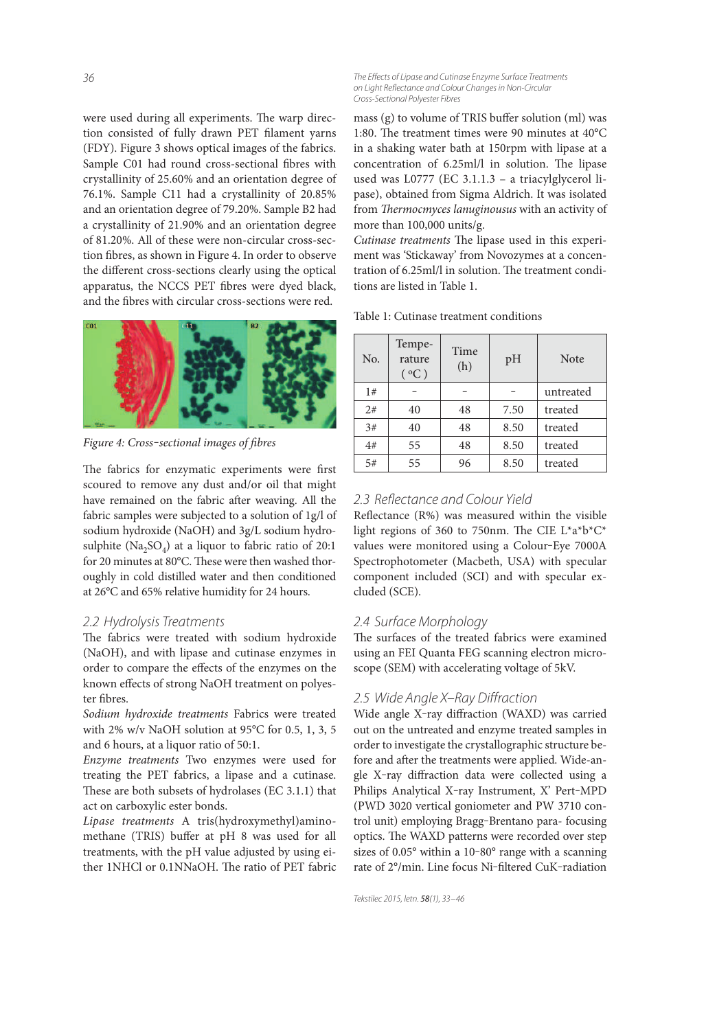were used during all experiments. The warp direction consisted of fully drawn PET filament yarns (FDY). Figure 3 shows optical images of the fabrics. Sample C01 had round cross-sectional fibres with crystallinity of 25.60% and an orientation degree of 76.1%. Sample C11 had a crystallinity of 20.85% and an orientation degree of 79.20%. Sample B2 had a crystallinity of 21.90% and an orientation degree of 81.20%. All of these were non-circular cross-section fibres, as shown in Figure 4. In order to observe the different cross-sections clearly using the optical apparatus, the NCCS PET fibres were dyed black, and the fibres with circular cross-sections were red.

*Figure 4: Cross-sectional images of fibres*

The fabrics for enzymatic experiments were first scoured to remove any dust and/or oil that might have remained on the fabric after weaving. All the fabric samples were subjected to a solution of 1g/l of sodium hydroxide (NaOH) and 3g/L sodium hydrosulphite ($Na_2SO_4$) at a liquor to fabric ratio of 20:1 for 20 minutes at 80°C. These were then washed thoroughly in cold distilled water and then conditioned at 26°C and 65% relative humidity for 24 hours.

## 2.2 Hydrolysis Treatments

The fabrics were treated with sodium hydroxide (NaOH), and with lipase and cutinase enzymes in order to compare the effects of the enzymes on the known effects of strong NaOH treatment on polyester fibres.

*Sodium hydroxide treatments* Fabrics were treated with 2% w/v NaOH solution at 95°C for 0.5, 1, 3, 5 and 6 hours, at a liquor ratio of 50:1.

*Enzyme treatments* Two enzymes were used for treating the PET fabrics, a lipase and a cutinase. These are both subsets of hydrolases (EC 3.1.1) that act on carboxylic ester bonds.

*Lipase treatments* A tris(hydroxymethyl)aminomethane (TRIS) buffer at pH 8 was used for all treatments, with the pH value adjusted by using either 1NHCl or 0.1NNaOH. The ratio of PET fabric mass (g) to volume of TRIS buffer solution (ml) was 1:80. The treatment times were 90 minutes at 40°C in a shaking water bath at 150rpm with lipase at a concentration of 6.25ml/l in solution. The lipase used was L0777 (EC 3.1.1.3 – a triacylglycerol lipase), obtained from Sigma Aldrich. It was isolated from *Thermocmyces lanuginousus* with an activity of more than 100,000 units/g.

*Cutinase treatments* The lipase used in this experiment was 'Stickaway' from Novozymes at a concentration of 6.25ml/l in solution. The treatment conditions are listed in Table 1.

Table 1: Cutinase treatment conditions

| No. | Temperature (°C) | Time (h) | pH | Note |
|---|---|---|---|---|
| 1# | – | – | – | untreated |
| 2# | 40 | 48 | 7.50 | treated |
| 3# | 40 | 48 | 8.50 | treated |
| 4# | 55 | 48 | 8.50 | treated |
| 5# | 55 | 96 | 8.50 | treated |

## 2.3 Reflectance and Colour Yield

Reflectance (R%) was measured within the visible light regions of 360 to 750nm. The CIE L*a*b*C* values were monitored using a Colour-Eye 7000A Spectrophotometer (Macbeth, USA) with specular component included (SCI) and with specular excluded (SCE).

## 2.4 Surface Morphology

The surfaces of the treated fabrics were examined using an FEI Quanta FEG scanning electron microscope (SEM) with accelerating voltage of 5kV.

## 2.5 Wide Angle X-Ray Diffraction

Wide angle X-ray diffraction (WAXD) was carried out on the untreated and enzyme treated samples in order to investigate the crystallographic structure before and after the treatments were applied. Wide-angle X-ray diffraction data were collected using a Philips Analytical X-ray Instrument, X' Pert-MPD (PWD 3020 vertical goniometer and PW 3710 control unit) employing Bragg-Brentano para- focusing optics. The WAXD patterns were recorded over step sizes of 0.05° within a 10-80° range with a scanning rate of 2°/min. Line focus Ni-filtered CuK-radiation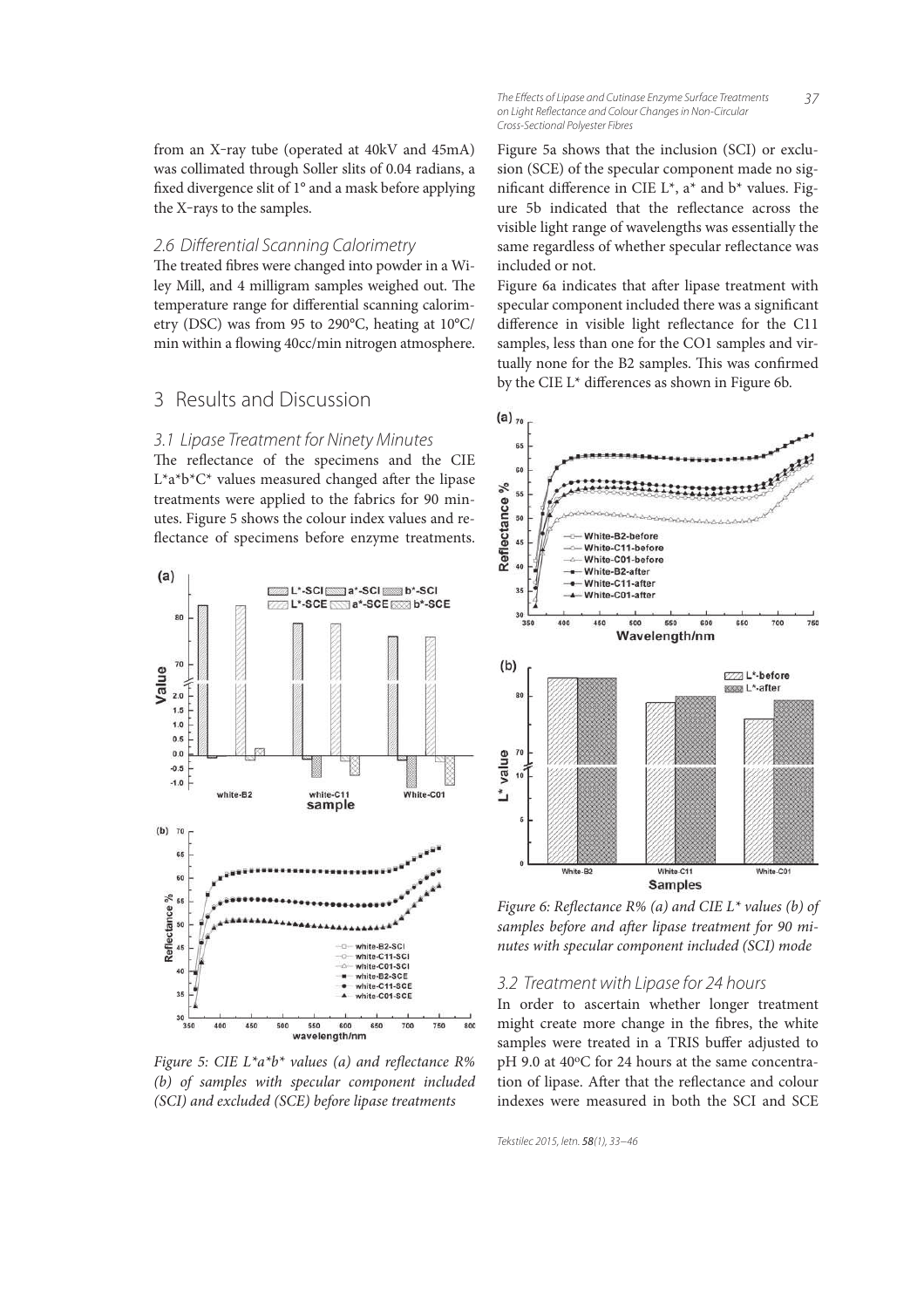from an X-ray tube (operated at 40kV and 45mA) was collimated through Soller slits of 0.04 radians, a fixed divergence slit of 1° and a mask before applying the X-rays to the samples.

### 2.6 Differential Scanning Calorimetry

The treated fibres were changed into powder in a Wiley Mill, and 4 milligram samples weighed out. The temperature range for differential scanning calorimetry (DSC) was from 95 to 290°C, heating at 10°C/min within a flowing 40cc/min nitrogen atmosphere.

## 3 Results and Discussion

### 3.1 Lipase Treatment for Ninety Minutes

The reflectance of the specimens and the CIE L*a*b*C* values measured changed after the lipase treatments were applied to the fabrics for 90 minutes. Figure 5 shows the colour index values and reflectance of specimens before enzyme treatments.

*Figure 5: CIE L*a*b* values (a) and reflectance R% (b) of samples with specular component included (SCI) and excluded (SCE) before lipase treatments*

Figure 5a shows that the inclusion (SCI) or exclusion (SCE) of the specular component made no significant difference in CIE L*, a* and b* values. Figure 5b indicated that the reflectance across the visible light range of wavelengths was essentially the same regardless of whether specular reflectance was included or not.

Figure 6a indicates that after lipase treatment with specular component included there was a significant difference in visible light reflectance for the C11 samples, less than one for the CO1 samples and virtually none for the B2 samples. This was confirmed by the CIE L* differences as shown in Figure 6b.

*Figure 6: Reflectance R% (a) and CIE L* values (b) of samples before and after lipase treatment for 90 minutes with specular component included (SCI) mode*

### 3.2 Treatment with Lipase for 24 hours

In order to ascertain whether longer treatment might create more change in the fibres, the white samples were treated in a TRIS buffer adjusted to pH 9.0 at 40°C for 24 hours at the same concentration of lipase. After that the reflectance and colour indexes were measured in both the SCI and SCE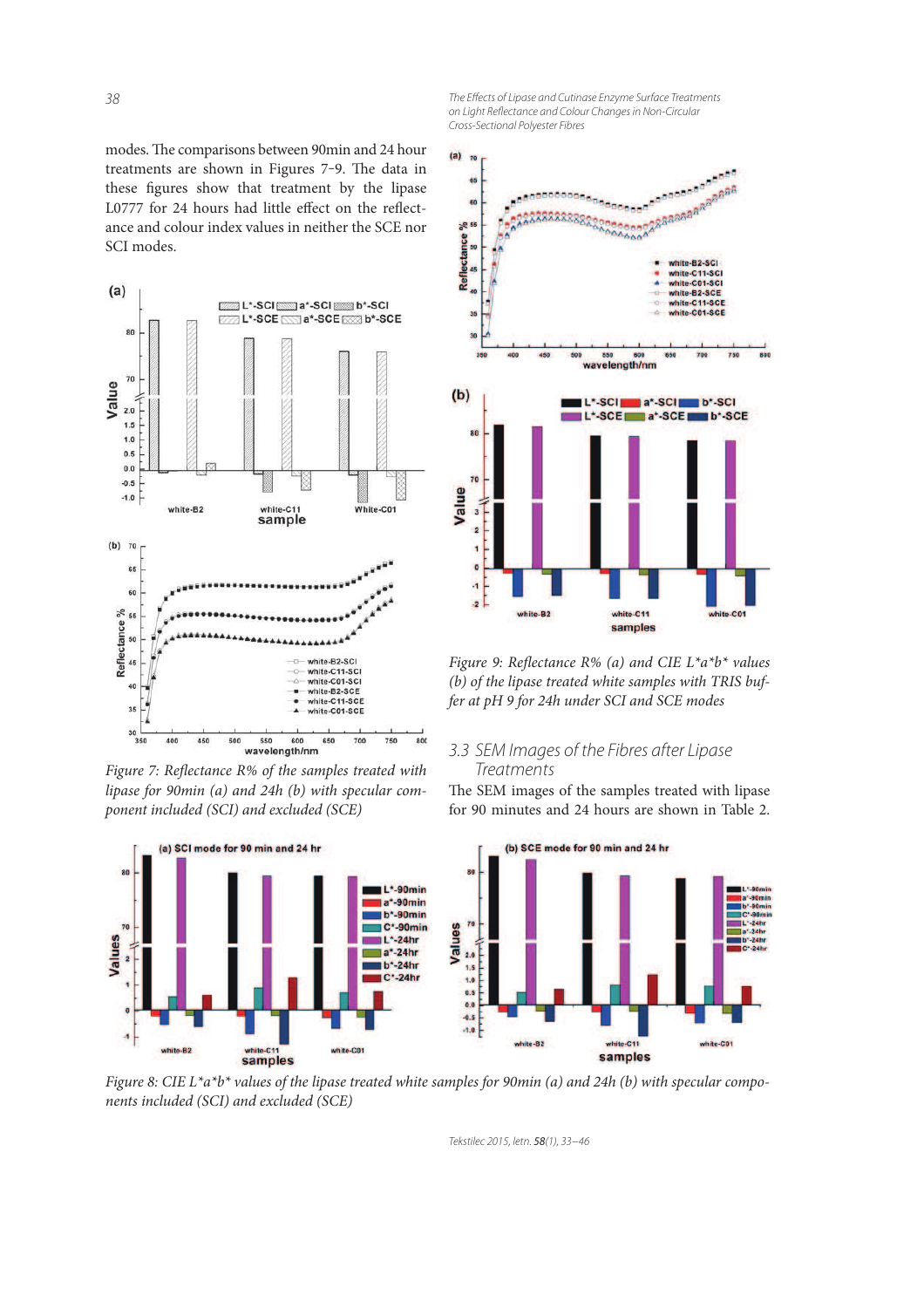modes. The comparisons between 90min and 24 hour treatments are shown in Figures 7–9. The data in these figures show that treatment by the lipase L0777 for 24 hours had little effect on the reflectance and colour index values in neither the SCE nor SCI modes.

Figure 7: Reflectance R% of the samples treated with lipase for 90min (a) and 24h (b) with specular component included (SCI) and excluded (SCE)

Figure 9: Reflectance R% (a) and CIE $L^*a^*b^*$ values (b) of the lipase treated white samples with TRIS buffer at pH 9 for 24h under SCI and SCE modes

## 3.3 SEM Images of the Fibres after Lipase Treatments

The SEM images of the samples treated with lipase for 90 minutes and 24 hours are shown in Table 2.

Figure 8: CIE $L^*a^*b^*$ values of the lipase treated white samples for 90min (a) and 24h (b) with specular components included (SCI) and excluded (SCE)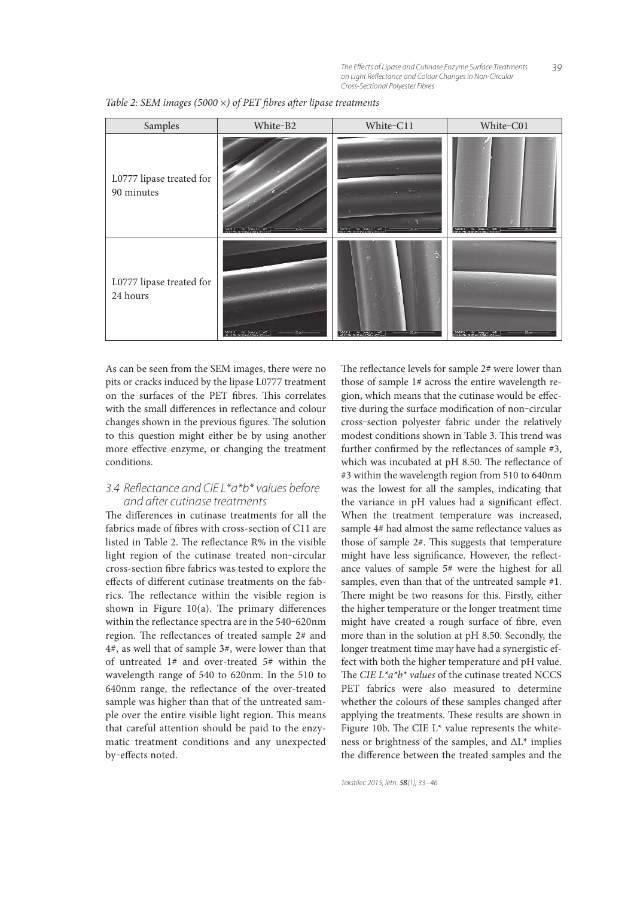*Table 2: SEM images (5000 ×) of PET fibres after lipase treatments*

| Samples | White-B2 | White-C11 | White-C01 |
|---|---|---|---|
| L0777 lipase treated for 90 minutes | | | |
| L0777 lipase treated for 24 hours | | | |

As can be seen from the SEM images, there were no pits or cracks induced by the lipase L0777 treatment on the surfaces of the PET fibres. This correlates with the small differences in reflectance and colour changes shown in the previous figures. The solution to this question might either be by using another more effective enzyme, or changing the treatment conditions.

### 3.4 Reflectance and CIE L*a*b* values before and after cutinase treatments

The differences in cutinase treatments for all the fabrics made of fibres with cross-section of C11 are listed in Table 2. The reflectance R% in the visible light region of the cutinase treated non-circular cross-section fibre fabrics was tested to explore the effects of different cutinase treatments on the fabrics. The reflectance within the visible region is shown in Figure 10(a). The primary differences within the reflectance spectra are in the 540–620nm region. The reflectances of treated sample 2# and 4#, as well that of sample 3#, were lower than that of untreated 1# and over-treated 5# within the wavelength range of 540 to 620nm. In the 510 to 640nm range, the reflectance of the over-treated sample was higher than that of the untreated sample over the entire visible light region. This means that careful attention should be paid to the enzymatic treatment conditions and any unexpected by-effects noted.

The reflectance levels for sample 2# were lower than those of sample 1# across the entire wavelength region, which means that the cutinase would be effective during the surface modification of non-circular cross-section polyester fabric under the relatively modest conditions shown in Table 3. This trend was further confirmed by the reflectances of sample #3, which was incubated at pH 8.50. The reflectance of #3 within the wavelength region from 510 to 640nm was the lowest for all the samples, indicating that the variance in pH values had a significant effect. When the treatment temperature was increased, sample 4# had almost the same reflectance values as those of sample 2#. This suggests that temperature might have less significance. However, the reflectance values of sample 5# were the highest for all samples, even than that of the untreated sample #1. There might be two reasons for this. Firstly, either the higher temperature or the longer treatment time might have created a rough surface of fibre, even more than in the solution at pH 8.50. Secondly, the longer treatment time may have had a synergistic effect with both the higher temperature and pH value. The *CIE L*a*b* values* of the cutinase treated NCCS PET fabrics were also measured to determine whether the colours of these samples changed after applying the treatments. These results are shown in Figure 10b. The CIE L* value represents the whiteness or brightness of the samples, and ΔL* implies the difference between the treated samples and the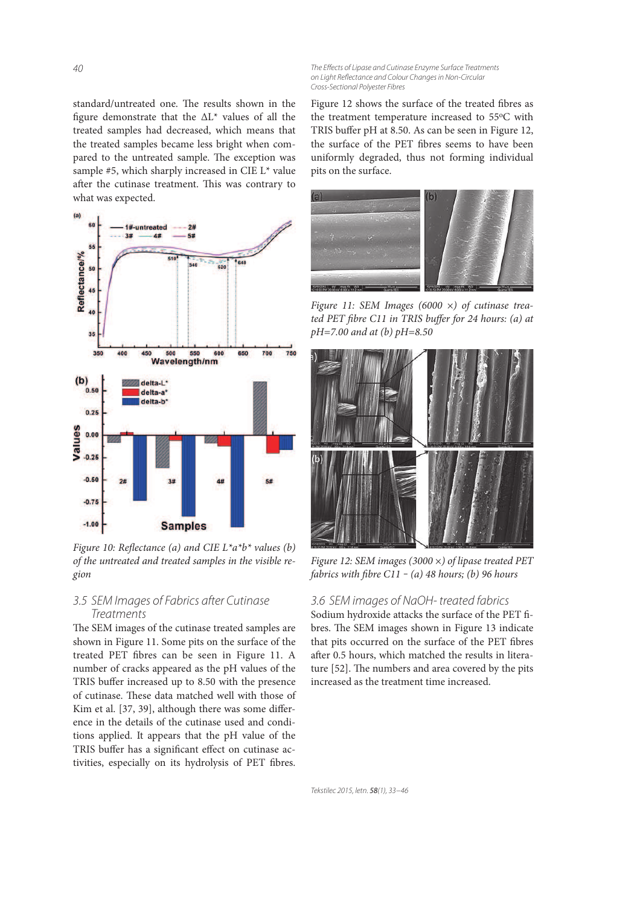standard/untreated one. The results shown in the figure demonstrate that the ΔL* values of all the treated samples had decreased, which means that the treated samples became less bright when compared to the untreated sample. The exception was sample #5, which sharply increased in CIE L* value after the cutinase treatment. This was contrary to what was expected.

Figure 10: Reflectance (a) and CIE L*a*b* values (b) of the untreated and treated samples in the visible region

### 3.5 SEM Images of Fabrics after Cutinase Treatments

The SEM images of the cutinase treated samples are shown in Figure 11. Some pits on the surface of the treated PET fibres can be seen in Figure 11. A number of cracks appeared as the pH values of the TRIS buffer increased up to 8.50 with the presence of cutinase. These data matched well with those of Kim et al. [37, 39], although there was some difference in the details of the cutinase used and conditions applied. It appears that the pH value of the TRIS buffer has a significant effect on cutinase activities, especially on its hydrolysis of PET fibres.

Figure 12 shows the surface of the treated fibres as the treatment temperature increased to 55°C with TRIS buffer pH at 8.50. As can be seen in Figure 12, the surface of the PET fibres seems to have been uniformly degraded, thus not forming individual pits on the surface.

*Figure 11: SEM Images (6000 ×) of cutinase treated PET fibre C11 in TRIS buffer for 24 hours: (a) at pH=7.00 and at (b) pH=8.50*

*Figure 12: SEM images (3000 ×) of lipase treated PET fabrics with fibre C11 – (a) 48 hours; (b) 96 hours*

### 3.6 SEM images of NaOH- treated fabrics

Sodium hydroxide attacks the surface of the PET fibres. The SEM images shown in Figure 13 indicate that pits occurred on the surface of the PET fibres after 0.5 hours, which matched the results in literature [52]. The numbers and area covered by the pits increased as the treatment time increased.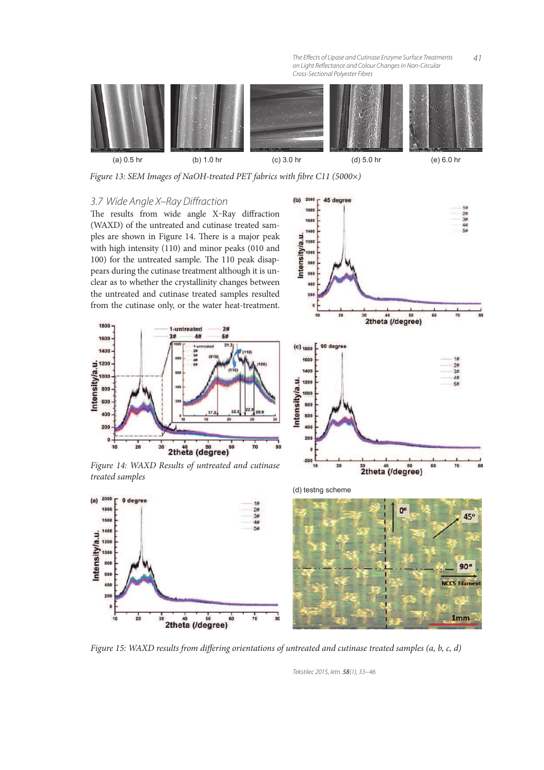(a) 0.5 hr (b) 1.0 hr (c) 3.0 hr (d) 5.0 hr (e) 6.0 hr

*Figure 13: SEM Images of NaOH-treated PET fabrics with fibre C11 (5000×)*

### 3.7 Wide Angle X–Ray Diffraction

The results from wide angle X-Ray diffraction (WAXD) of the untreated and cutinase treated samples are shown in Figure 14. There is a major peak with high intensity (110) and minor peaks (010 and 100) for the untreated sample. The 110 peak disappears during the cutinase treatment although it is unclear as to whether the crystallinity changes between the untreated and cutinase treated samples resulted from the cutinase only, or the water heat-treatment.

*Figure 14: WAXD Results of untreated and cutinase treated samples*

(d) testng scheme

*Figure 15: WAXD results from differing orientations of untreated and cutinase treated samples (a, b, c, d)*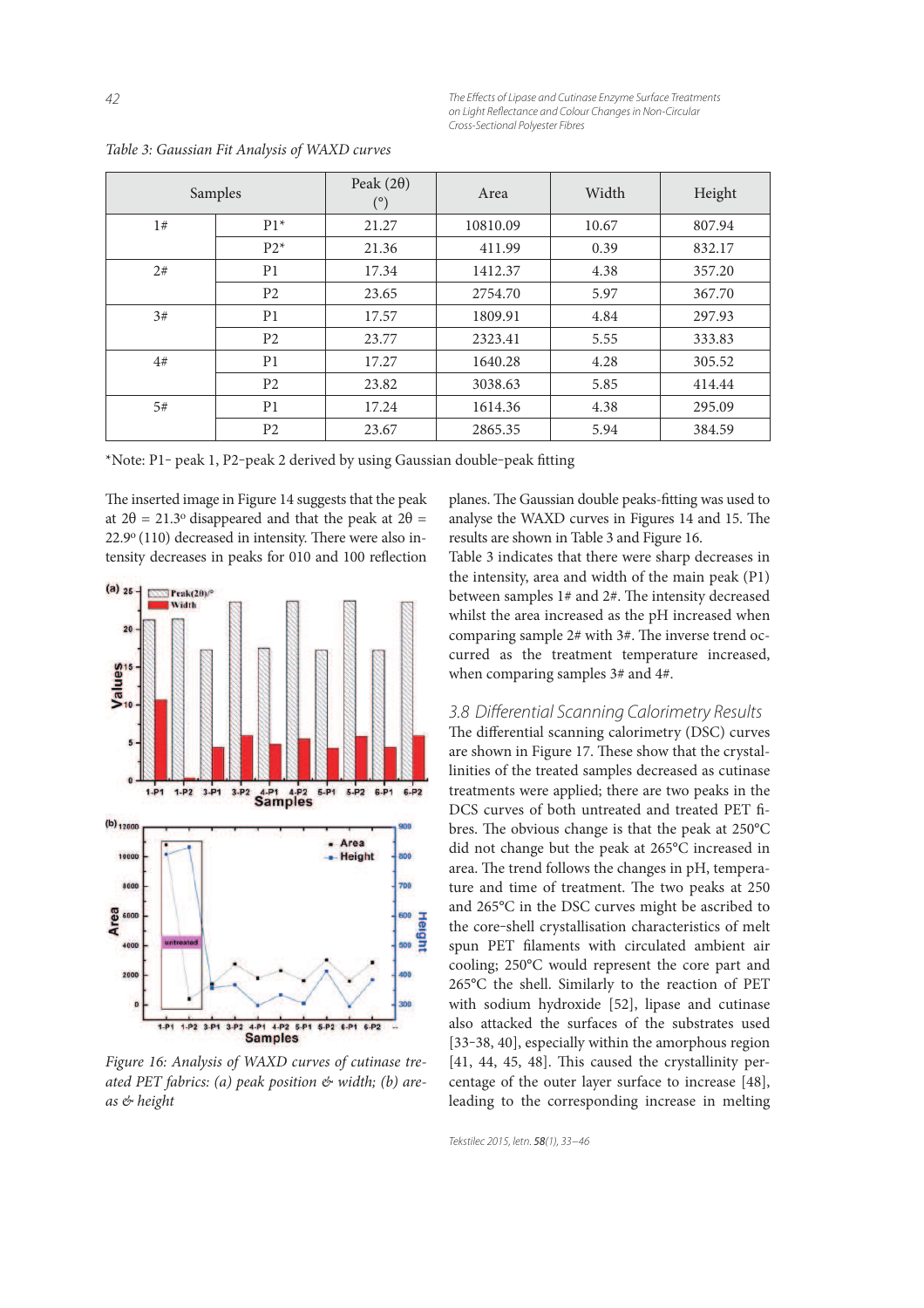*Table 3: Gaussian Fit Analysis of WAXD curves*

| Samples | | Peak (2θ) (°) | Area | Width | Height |
|---|---|---|---|---|---|
| 1# | P1* | 21.27 | 10810.09 | 10.67 | 807.94 |
| | P2* | 21.36 | 411.99 | 0.39 | 832.17 |
| 2# | P1 | 17.34 | 1412.37 | 4.38 | 357.20 |
| | P2 | 23.65 | 2754.70 | 5.97 | 367.70 |
| 3# | P1 | 17.57 | 1809.91 | 4.84 | 297.93 |
| | P2 | 23.77 | 2323.41 | 5.55 | 333.83 |
| 4# | P1 | 17.27 | 1640.28 | 4.28 | 305.52 |
| | P2 | 23.82 | 3038.63 | 5.85 | 414.44 |
| 5# | P1 | 17.24 | 1614.36 | 4.38 | 295.09 |
| | P2 | 23.67 | 2865.35 | 5.94 | 384.59 |

*Note: P1- peak 1, P2-peak 2 derived by using Gaussian double-peak fitting

The inserted image in Figure 14 suggests that the peak at $2\theta = 21.3^{o}$ disappeared and that the peak at $2\theta = 22.9^{o}$ (110) decreased in intensity. There were also intensity decreases in peaks for 010 and 100 reflection planes. The Gaussian double peaks-fitting was used to analyse the WAXD curves in Figures 14 and 15. The results are shown in Table 3 and Figure 16.

*Figure 16: Analysis of WAXD curves of cutinase treated PET fabrics: (a) peak position & width; (b) areas & height*

Table 3 indicates that there were sharp decreases in the intensity, area and width of the main peak (P1) between samples 1# and 2#. The intensity decreased whilst the area increased as the pH increased when comparing sample 2# with 3#. The inverse trend occurred as the treatment temperature increased, when comparing samples 3# and 4#.

### 3.8 Differential Scanning Calorimetry Results

The differential scanning calorimetry (DSC) curves are shown in Figure 17. These show that the crystallinities of the treated samples decreased as cutinase treatments were applied; there are two peaks in the DCS curves of both untreated and treated PET fibres. The obvious change is that the peak at 250°C did not change but the peak at 265°C increased in area. The trend follows the changes in pH, temperature and time of treatment. The two peaks at 250 and 265°C in the DSC curves might be ascribed to the core-shell crystallisation characteristics of melt spun PET filaments with circulated ambient air cooling; 250°C would represent the core part and 265°C the shell. Similarly to the reaction of PET with sodium hydroxide [52], lipase and cutinase also attacked the surfaces of the substrates used [33–38, 40], especially within the amorphous region [41, 44, 45, 48]. This caused the crystallinity percentage of the outer layer surface to increase [48], leading to the corresponding increase in melting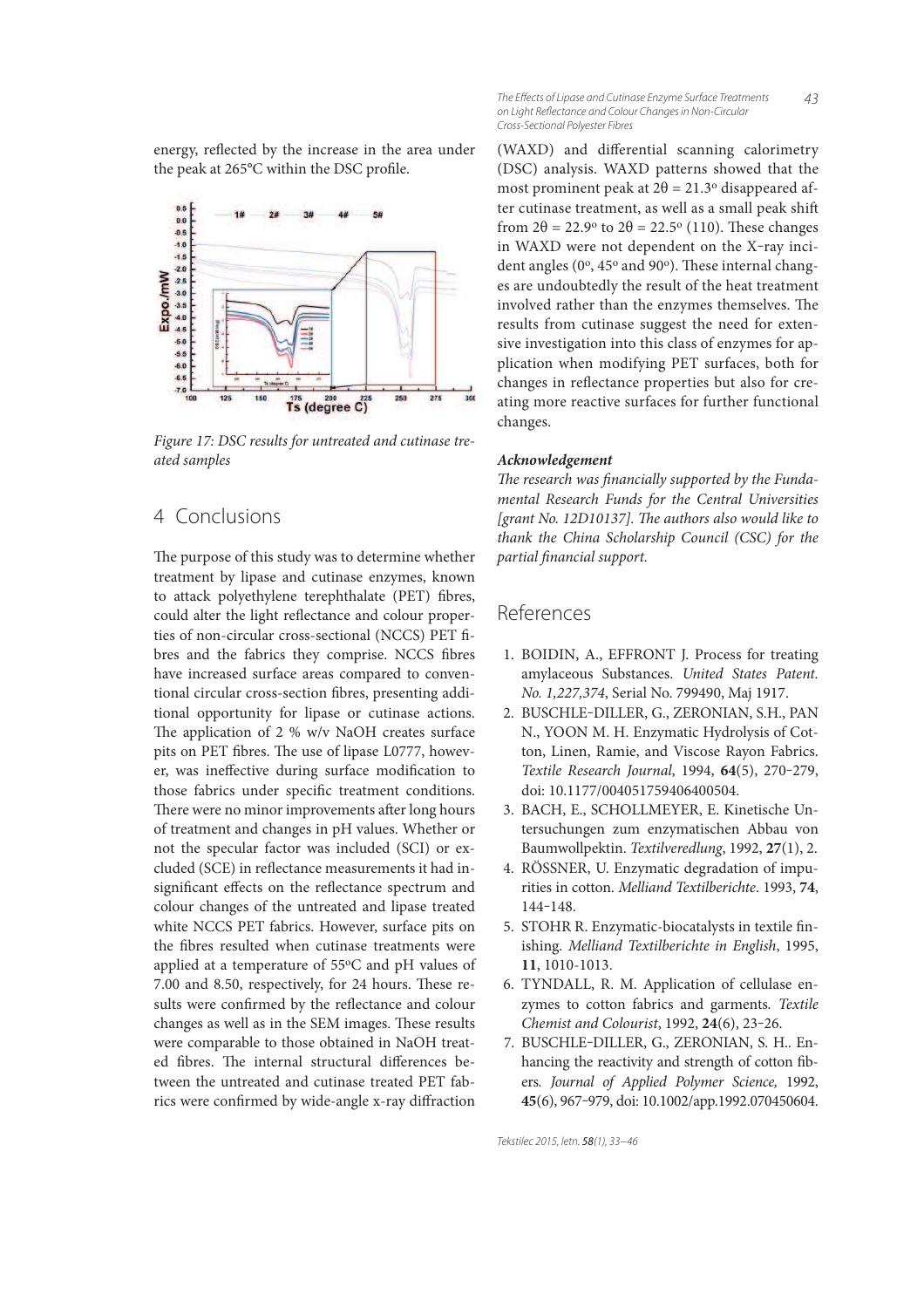energy, reflected by the increase in the area under the peak at 265°C within the DSC profile.

Figure 17: DSC results for untreated and cutinase treated samples

## 4 Conclusions

The purpose of this study was to determine whether treatment by lipase and cutinase enzymes, known to attack polyethylene terephthalate (PET) fibres, could alter the light reflectance and colour properties of non-circular cross-sectional (NCCS) PET fibres and the fabrics they comprise. NCCS fibres have increased surface areas compared to conventional circular cross-section fibres, presenting additional opportunity for lipase or cutinase actions. The application of 2 % w/v NaOH creates surface pits on PET fibres. The use of lipase L0777, however, was ineffective during surface modification to those fabrics under specific treatment conditions. There were no minor improvements after long hours of treatment and changes in pH values. Whether or not the specular factor was included (SCI) or excluded (SCE) in reflectance measurements it had insignificant effects on the reflectance spectrum and colour changes of the untreated and lipase treated white NCCS PET fabrics. However, surface pits on the fibres resulted when cutinase treatments were applied at a temperature of 55ºC and pH values of 7.00 and 8.50, respectively, for 24 hours. These results were confirmed by the reflectance and colour changes as well as in the SEM images. These results were comparable to those obtained in NaOH treated fibres. The internal structural differences between the untreated and cutinase treated PET fabrics were confirmed by wide-angle x-ray diffraction (WAXD) and differential scanning calorimetry (DSC) analysis. WAXD patterns showed that the most prominent peak at $2\theta = 21.3^{o}$ disappeared after cutinase treatment, as well as a small peak shift from $2\theta = 22.9^{o}$ to $2\theta = 22.5^{o}$ (110). These changes in WAXD were not dependent on the X-ray incident angles (0º, 45º and 90º). These internal changes are undoubtedly the result of the heat treatment involved rather than the enzymes themselves. The results from cutinase suggest the need for extensive investigation into this class of enzymes for application when modifying PET surfaces, both for changes in reflectance properties but also for creating more reactive surfaces for further functional changes.

#### *Acknowledgement*

*The research was financially supported by the Fundamental Research Funds for the Central Universities [grant No. 12D10137]. The authors also would like to thank the China Scholarship Council (CSC) for the partial financial support.*

## References

1. BOIDIN, A., EFFRONT J. Process for treating amylaceous Substances. *United States Patent. No. 1,227,374*, Serial No. 799490, Maj 1917.
2. BUSCHLE-DILLER, G., ZERONIAN, S.H., PAN N., YOON M. H. Enzymatic Hydrolysis of Cotton, Linen, Ramie, and Viscose Rayon Fabrics. *Textile Research Journal*, 1994, **64**(5), 270–279, doi: 10.1177/004051759406400504.
3. BACH, E., SCHOLLMEYER, E. Kinetische Untersuchungen zum enzymatischen Abbau von Baumwollpektin. *Textilveredlung*, 1992, **27**(1), 2.
4. RÖSSNER, U. Enzymatic degradation of impurities in cotton. *Melliand Textilberichte*. 1993, **74**, 144–148.
5. STOHR R. Enzymatic-biocatalysts in textile finishing. *Melliand Textilberichte in English*, 1995, **11**, 1010-1013.
6. TYNDALL, R. M. Application of cellulase enzymes to cotton fabrics and garments. *Textile Chemist and Colourist*, 1992, **24**(6), 23–26.
7. BUSCHLE-DILLER, G., ZERONIAN, S. H.. Enhancing the reactivity and strength of cotton fibers. *Journal of Applied Polymer Science,* 1992, **45**(6), 967–979, doi: 10.1002/app.1992.070450604.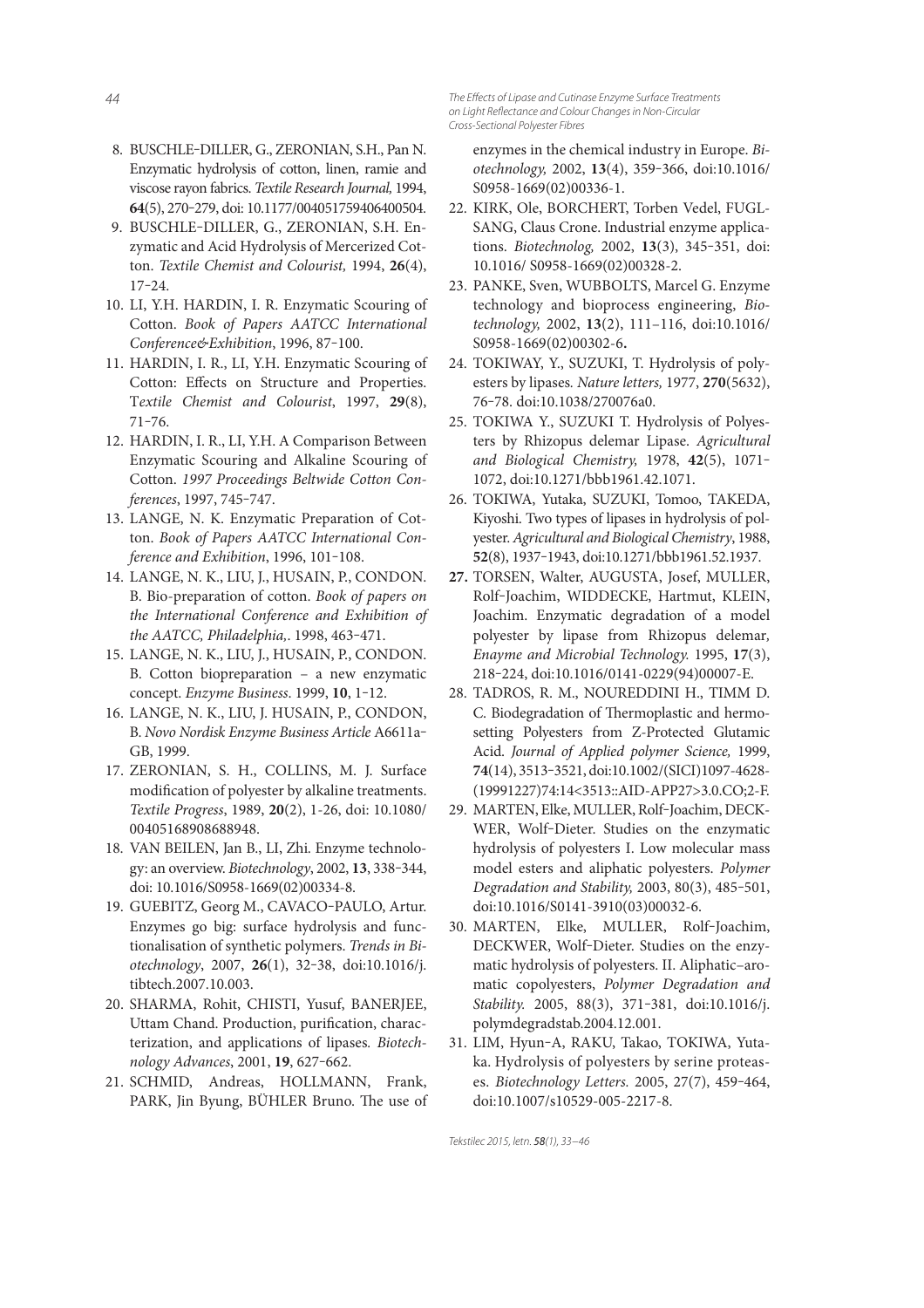8. BUSCHLE-DILLER, G., ZERONIAN, S.H., Pan N. Enzymatic hydrolysis of cotton, linen, ramie and viscose rayon fabrics. *Textile Research Journal,* 1994, **64**(5), 270–279, doi: 10.1177/004051759406400504.
9. BUSCHLE-DILLER, G., ZERONIAN, S.H. Enzymatic and Acid Hydrolysis of Mercerized Cotton. *Textile Chemist and Colourist,* 1994, **26**(4), 17–24.
10. LI, Y.H. HARDIN, I. R. Enzymatic Scouring of Cotton. *Book of Papers AATCC International Conference&Exhibition*, 1996, 87–100.
11. HARDIN, I. R., LI, Y.H. Enzymatic Scouring of Cotton: Effects on Structure and Properties. T*extile Chemist and Colourist*, 1997, **29**(8), 71–76.
12. HARDIN, I. R., LI, Y.H. A Comparison Between Enzymatic Scouring and Alkaline Scouring of Cotton. *1997 Proceedings Beltwide Cotton Conferences*, 1997, 745–747.
13. LANGE, N. K. Enzymatic Preparation of Cotton. *Book of Papers AATCC International Conference and Exhibition*, 1996, 101–108.
14. LANGE, N. K., LIU, J., HUSAIN, P., CONDON. B. Bio-preparation of cotton. *Book of papers on the International Conference and Exhibition of the AATCC, Philadelphia,*. 1998, 463–471.
15. LANGE, N. K., LIU, J., HUSAIN, P., CONDON. B. Cotton biopreparation – a new enzymatic concept. *Enzyme Business*. 1999, **10**, 1–12.
16. LANGE, N. K., LIU, J. HUSAIN, P., CONDON, B. *Novo Nordisk Enzyme Business Article* A6611a-GB, 1999.
17. ZERONIAN, S. H., COLLINS, M. J. Surface modification of polyester by alkaline treatments. *Textile Progress*, 1989, **20**(2), 1-26, doi: 10.1080/00405168908688948.
18. VAN BEILEN, Jan B., LI, Zhi. Enzyme technology: an overview. *Biotechnology*, 2002, **13**, 338–344, doi: 10.1016/S0958-1669(02)00334-8.
19. GUEBITZ, Georg M., CAVACO-PAULO, Artur. Enzymes go big: surface hydrolysis and functionalisation of synthetic polymers. *Trends in Biotechnology*, 2007, **26**(1), 32–38, doi:10.1016/j.tibtech.2007.10.003.
20. SHARMA, Rohit, CHISTI, Yusuf, BANERJEE, Uttam Chand. Production, purification, characterization, and applications of lipases. *Biotechnology Advances*, 2001, **19**, 627–662.
21. SCHMID, Andreas, HOLLMANN, Frank, PARK, Jin Byung, BÜHLER Bruno. The use of enzymes in the chemical industry in Europe. *Biotechnology,* 2002, **13**(4), 359–366, doi:10.1016/S0958-1669(02)00336-1.
22. KIRK, Ole, BORCHERT, Torben Vedel, FUGLSANG, Claus Crone. Industrial enzyme applications. *Biotechnolog,* 2002, **13**(3), 345–351, doi: 10.1016/ S0958-1669(02)00328-2.
23. PANKE, Sven, WUBBOLTS, Marcel G. Enzyme technology and bioprocess engineering, *Biotechnology,* 2002, **13**(2), 111–116, doi:10.1016/S0958-1669(02)00302-6**.**
24. TOKIWAY, Y., SUZUKI, T. Hydrolysis of polyesters by lipases*. Nature letters,* 1977, **270**(5632), 76–78. doi:10.1038/270076a0.
25. TOKIWA Y., SUZUKI T. Hydrolysis of Polyesters by Rhizopus delemar Lipase. *Agricultural and Biological Chemistry,* 1978, **42**(5), 1071–1072, doi:10.1271/bbb1961.42.1071.
26. TOKIWA, Yutaka, SUZUKI, Tomoo, TAKEDA, Kiyoshi. Two types of lipases in hydrolysis of polyester. *Agricultural and Biological Chemistry*, 1988, **52**(8), 1937–1943, doi:10.1271/bbb1961.52.1937.
27. TORSEN, Walter, AUGUSTA, Josef, MULLER, Rolf-Joachim, WIDDECKE, Hartmut, KLEIN, Joachim. Enzymatic degradation of a model polyester by lipase from Rhizopus delemar*, Enayme and Microbial Technology.* 1995, **17**(3), 218–224, doi:10.1016/0141-0229(94)00007-E.
28. TADROS, R. M., NOUREDDINI H., TIMM D. C. Biodegradation of Thermoplastic and hermosetting Polyesters from Z-Protected Glutamic Acid. *Journal of Applied polymer Science,* 1999, **74**(14), 3513–3521, doi:10.1002/(SICI)1097-4628-(19991227)74:14<3513::AID-APP27>3.0.CO;2-F.
29. MARTEN, Elke, MULLER, Rolf-Joachim, DECKWER, Wolf-Dieter. Studies on the enzymatic hydrolysis of polyesters I. Low molecular mass model esters and aliphatic polyesters. *Polymer Degradation and Stability,* 2003, 80(3), 485–501, doi:10.1016/S0141-3910(03)00032-6.
30. MARTEN, Elke, MULLER, Rolf-Joachim, DECKWER, Wolf-Dieter. Studies on the enzymatic hydrolysis of polyesters. II. Aliphatic–aromatic copolyesters, *Polymer Degradation and Stability.* 2005, 88(3), 371–381, doi:10.1016/j.polymdegradstab.2004.12.001.
31. LIM, Hyun-A, RAKU, Takao, TOKIWA, Yutaka. Hydrolysis of polyesters by serine proteases. *Biotechnology Letters.* 2005, 27(7), 459–464, doi:10.1007/s10529-005-2217-8.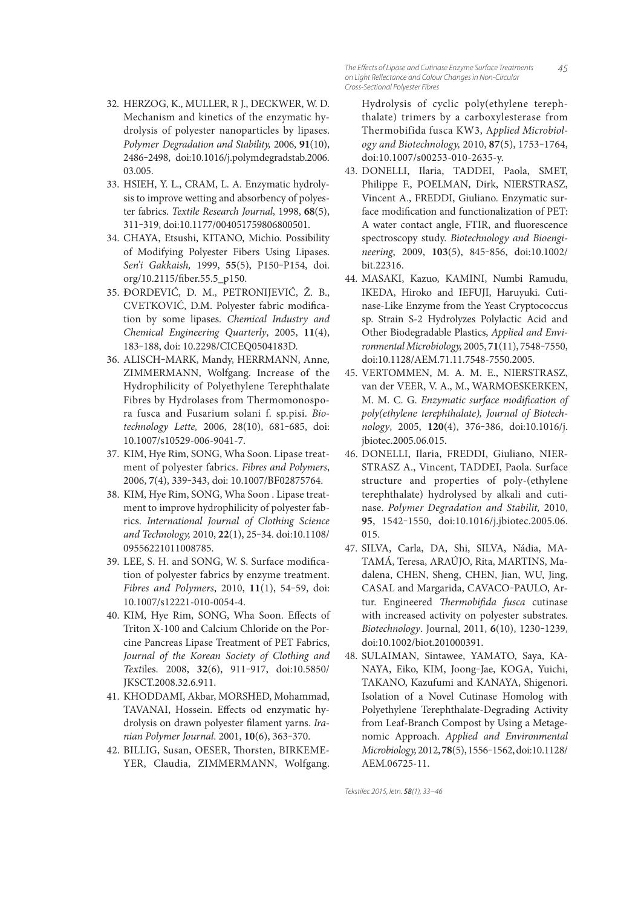32. HERZOG, K., MULLER, R J., DECKWER, W. D. Mechanism and kinetics of the enzymatic hydrolysis of polyester nanoparticles by lipases. *Polymer Degradation and Stability,* 2006, **91**(10), 2486–2498, doi:10.1016/j.polymdegradstab.2006.03.005.
33. HSIEH, Y. L., CRAM, L. A. Enzymatic hydrolysis to improve wetting and absorbency of polyester fabrics. *Textile Research Journal*, 1998, **68**(5), 311–319, doi:10.1177/004051759806800501.
34. CHAYA, Etsushi, KITANO, Michio. Possibility of Modifying Polyester Fibers Using Lipases. *Sen'i Gakkaish,* 1999, **55**(5), P150–P154, doi.org/10.2115/fiber.55.5_p150.
35. ĐORDEVIĆ, D. M., PETRONIJEVIĆ, Ž. B., CVETKOVIĆ, D.M. Polyester fabric modification by some lipases. *Chemical Industry and Chemical Engineering Quarterly*, 2005, **11**(4), 183–188, doi: 10.2298/CICEQ0504183D.
36. ALISCH-MARK, Mandy, HERRMANN, Anne, ZIMMERMANN, Wolfgang. Increase of the Hydrophilicity of Polyethylene Terephthalate Fibres by Hydrolases from Thermomonospora fusca and Fusarium solani f. sp.pisi. *Biotechnology Lette,* 2006, 28(10), 681–685, doi: 10.1007/s10529-006-9041-7.
37. KIM, Hye Rim, SONG, Wha Soon. Lipase treatment of polyester fabrics. *Fibres and Polymers*, 2006, **7**(4), 339–343, doi: 10.1007/BF02875764.
38. KIM, Hye Rim, SONG, Wha Soon . Lipase treatment to improve hydrophilicity of polyester fabrics. *International Journal of Clothing Science and Technology,* 2010, **22**(1), 25–34. doi:10.1108/09556221011008785.
39. LEE, S. H. and SONG, W. S. Surface modification of polyester fabrics by enzyme treatment. *Fibres and Polymers*, 2010, **11**(1), 54–59, doi: 10.1007/s12221-010-0054-4.
40. KIM, Hye Rim, SONG, Wha Soon. Effects of Triton X-100 and Calcium Chloride on the Porcine Pancreas Lipase Treatment of PET Fabrics, *Journal of the Korean Society of Clothing and Text*iles. 2008, **32**(6), 911–917, doi:10.5850/JKSCT.2008.32.6.911.
41. KHODDAMI, Akbar, MORSHED, Mohammad, TAVANAI, Hossein. Effects od enzymatic hydrolysis on drawn polyester filament yarns. *Iranian Polymer Journal*. 2001, **10**(6), 363–370.
42. BILLIG, Susan, OESER, Thorsten, BIRKEMEYER, Claudia, ZIMMERMANN, Wolfgang. Hydrolysis of cyclic poly(ethylene terephthalate) trimers by a carboxylesterase from Thermobifida fusca KW3, A*pplied Microbiology and Biotechnology,* 2010, **87**(5), 1753–1764, doi:10.1007/s00253-010-2635-y.
43. DONELLI, Ilaria, TADDEI, Paola, SMET, Philippe F., POELMAN, Dirk, NIERSTRASZ, Vincent A., FREDDI, Giuliano. Enzymatic surface modification and functionalization of PET: A water contact angle, FTIR, and fluorescence spectroscopy study. *Biotechnology and Bioengineering*, 2009, **103**(5), 845–856, doi:10.1002/bit.22316.
44. MASAKI, Kazuo, KAMINI, Numbi Ramudu, IKEDA, Hiroko and IEFUJI, Haruyuki. Cutinase-Like Enzyme from the Yeast Cryptococcus sp. Strain S-2 Hydrolyzes Polylactic Acid and Other Biodegradable Plastics, *Applied and Environmental Microbiology,* 2005, **71**(11), 7548–7550, doi:10.1128/AEM.71.11.7548-7550.2005.
45. VERTOMMEN, M. A. M. E., NIERSTRASZ, van der VEER, V. A., M., WARMOESKERKEN, M. M. C. G. *Enzymatic surface modification of poly(ethylene terephthalate), Journal of Biotechnology*, 2005, **120**(4), 376–386, doi:10.1016/j.jbiotec.2005.06.015.
46. DONELLI, Ilaria, FREDDI, Giuliano, NIERSTRASZ A., Vincent, TADDEI, Paola. Surface structure and properties of poly-(ethylene terephthalate) hydrolysed by alkali and cutinase. *Polymer Degradation and Stabilit,* 2010, **95**, 1542–1550, doi:10.1016/j.jbiotec.2005.06.015.
47. SILVA, Carla, DA, Shi, SILVA, Nádia, MATAMÁ, Teresa, ARAÚJO, Rita, MARTINS, Madalena, CHEN, Sheng, CHEN, Jian, WU, Jing, CASAL and Margarida, CAVACO-PAULO, Artur. Engineered *Thermobifida fusca* cutinase with increased activity on polyester substrates. *Biotechnology*. Journal, 2011, **6**(10), 1230–1239, doi:10.1002/biot.201000391.
48. SULAIMAN, Sintawee, YAMATO, Saya, KANAYA, Eiko, KIM, Joong-Jae, KOGA, Yuichi, TAKANO, Kazufumi and KANAYA, Shigenori. Isolation of a Novel Cutinase Homolog with Polyethylene Terephthalate-Degrading Activity from Leaf-Branch Compost by Using a Metagenomic Approach. *Applied and Environmental Microbiology,* 2012, **78**(5), 1556–1562, doi:10.1128/AEM.06725-11.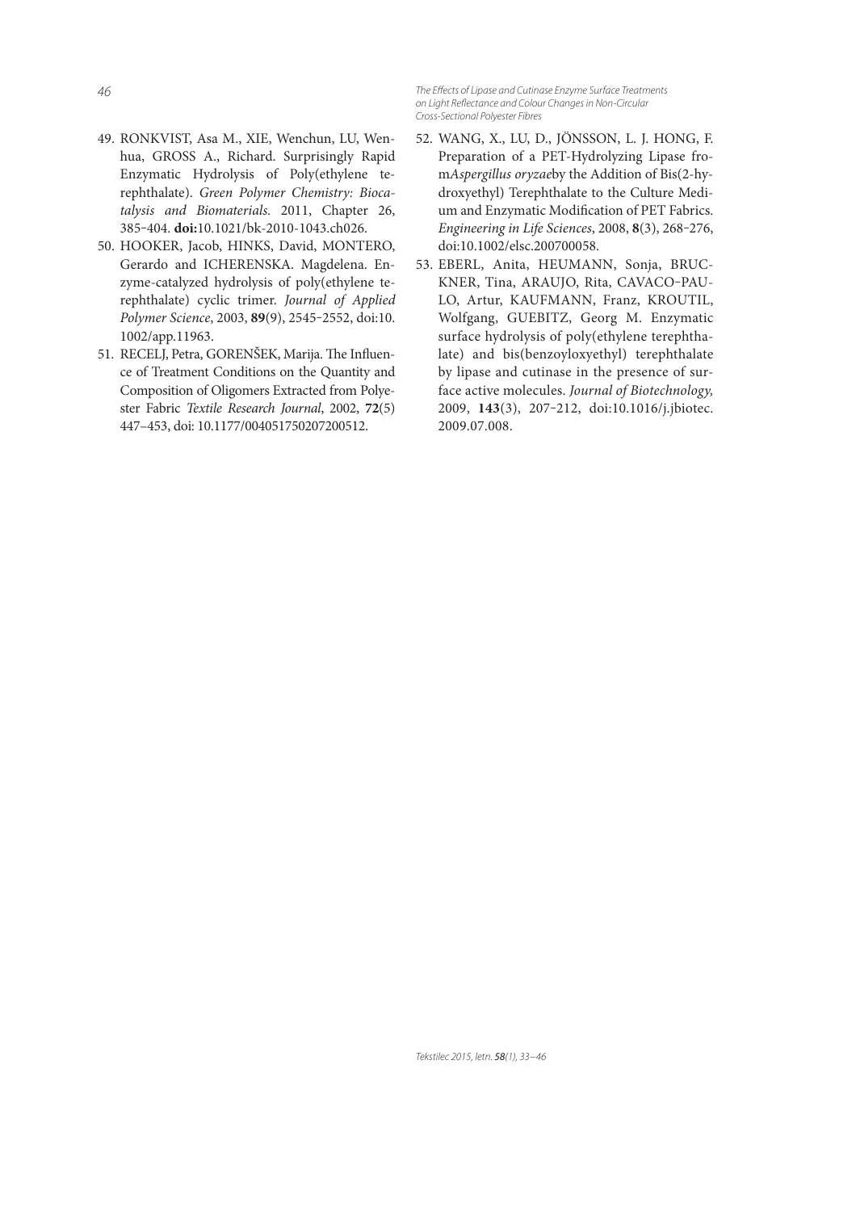49. RONKVIST, Asa M., XIE, Wenchun, LU, Wenhua, GROSS A., Richard. Surprisingly Rapid Enzymatic Hydrolysis of Poly(ethylene terephthalate). *Green Polymer Chemistry: Biocatalysis and Biomaterials*. 2011, Chapter 26, 385‑404. **doi:**10.1021/bk-2010-1043.ch026.
50. HOOKER, Jacob, HINKS, David, MONTERO, Gerardo and ICHERENSKA. Magdelena. Enzyme-catalyzed hydrolysis of poly(ethylene terephthalate) cyclic trimer. *Journal of Applied Polymer Science*, 2003, **89**(9), 2545‑2552, doi:10.1002/app.11963.
51. RECELJ, Petra, GORENŠEK, Marija. The Influence of Treatment Conditions on the Quantity and Composition of Oligomers Extracted from Polyester Fabric *Textile Research Journal*, 2002, **72**(5) 447–453, doi: 10.1177/004051750207200512.
52. WANG, X., LU, D., JÖNSSON, L. J. HONG, F. Preparation of a PET-Hydrolyzing Lipase from*Aspergillus oryzae*by the Addition of Bis(2-hydroxyethyl) Terephthalate to the Culture Medium and Enzymatic Modification of PET Fabrics. *Engineering in Life Sciences*, 2008, **8**(3), 268‑276, doi:10.1002/elsc.200700058.
53. EBERL, Anita, HEUMANN, Sonja, BRUCKNER, Tina, ARAUJO, Rita, CAVACO‑PAULO, Artur, KAUFMANN, Franz, KROUTIL, Wolfgang, GUEBITZ, Georg M. Enzymatic surface hydrolysis of poly(ethylene terephthalate) and bis(benzoyloxyethyl) terephthalate by lipase and cutinase in the presence of surface active molecules. *Journal of Biotechnology,* 2009, **143**(3), 207‑212, doi:10.1016/j.jbiotec.2009.07.008.